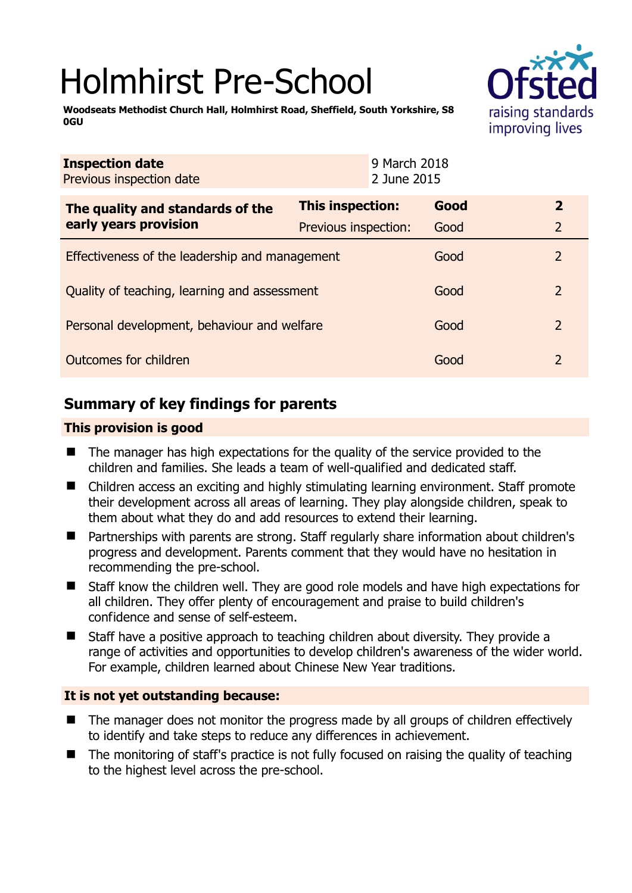# Holmhirst Pre-School

**Woodseats Methodist Church Hall, Holmhirst Road, Sheffield, South Yorkshire, S8 0GU**

| **Inspection date** | 9 March 2018 |
|---|---|
| Previous inspection date | 2 June 2015 |

| **The quality and standards of the early years provision** | **This inspection:** | **Good** | **2** |
|---|---|---|---|
| | Previous inspection: | Good | 2 |
| Effectiveness of the leadership and management | | Good | 2 |
| Quality of teaching, learning and assessment | | Good | 2 |
| Personal development, behaviour and welfare | | Good | 2 |
| Outcomes for children | | Good | 2 |

## Summary of key findings for parents

### This provision is good

- The manager has high expectations for the quality of the service provided to the children and families. She leads a team of well-qualified and dedicated staff.
- Children access an exciting and highly stimulating learning environment. Staff promote their development across all areas of learning. They play alongside children, speak to them about what they do and add resources to extend their learning.
- Partnerships with parents are strong. Staff regularly share information about children's progress and development. Parents comment that they would have no hesitation in recommending the pre-school.
- Staff know the children well. They are good role models and have high expectations for all children. They offer plenty of encouragement and praise to build children's confidence and sense of self-esteem.
- Staff have a positive approach to teaching children about diversity. They provide a range of activities and opportunities to develop children's awareness of the wider world. For example, children learned about Chinese New Year traditions.

### It is not yet outstanding because:

- The manager does not monitor the progress made by all groups of children effectively to identify and take steps to reduce any differences in achievement.
- The monitoring of staff's practice is not fully focused on raising the quality of teaching to the highest level across the pre-school.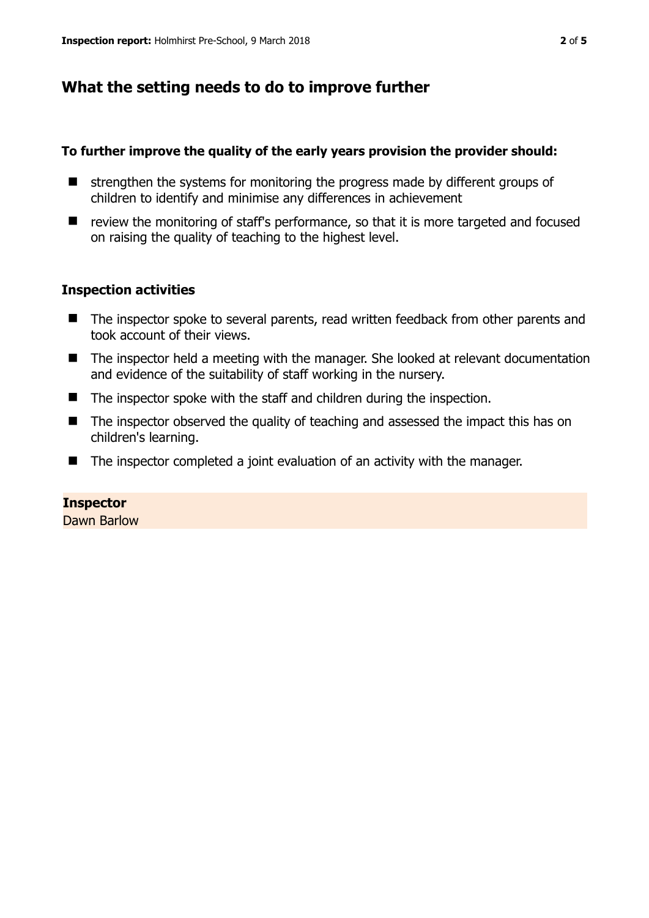## What the setting needs to do to improve further

**To further improve the quality of the early years provision the provider should:**

- strengthen the systems for monitoring the progress made by different groups of children to identify and minimise any differences in achievement
- review the monitoring of staff's performance, so that it is more targeted and focused on raising the quality of teaching to the highest level.

### Inspection activities

- The inspector spoke to several parents, read written feedback from other parents and took account of their views.
- The inspector held a meeting with the manager. She looked at relevant documentation and evidence of the suitability of staff working in the nursery.
- The inspector spoke with the staff and children during the inspection.
- The inspector observed the quality of teaching and assessed the impact this has on children's learning.
- The inspector completed a joint evaluation of an activity with the manager.

**Inspector**
Dawn Barlow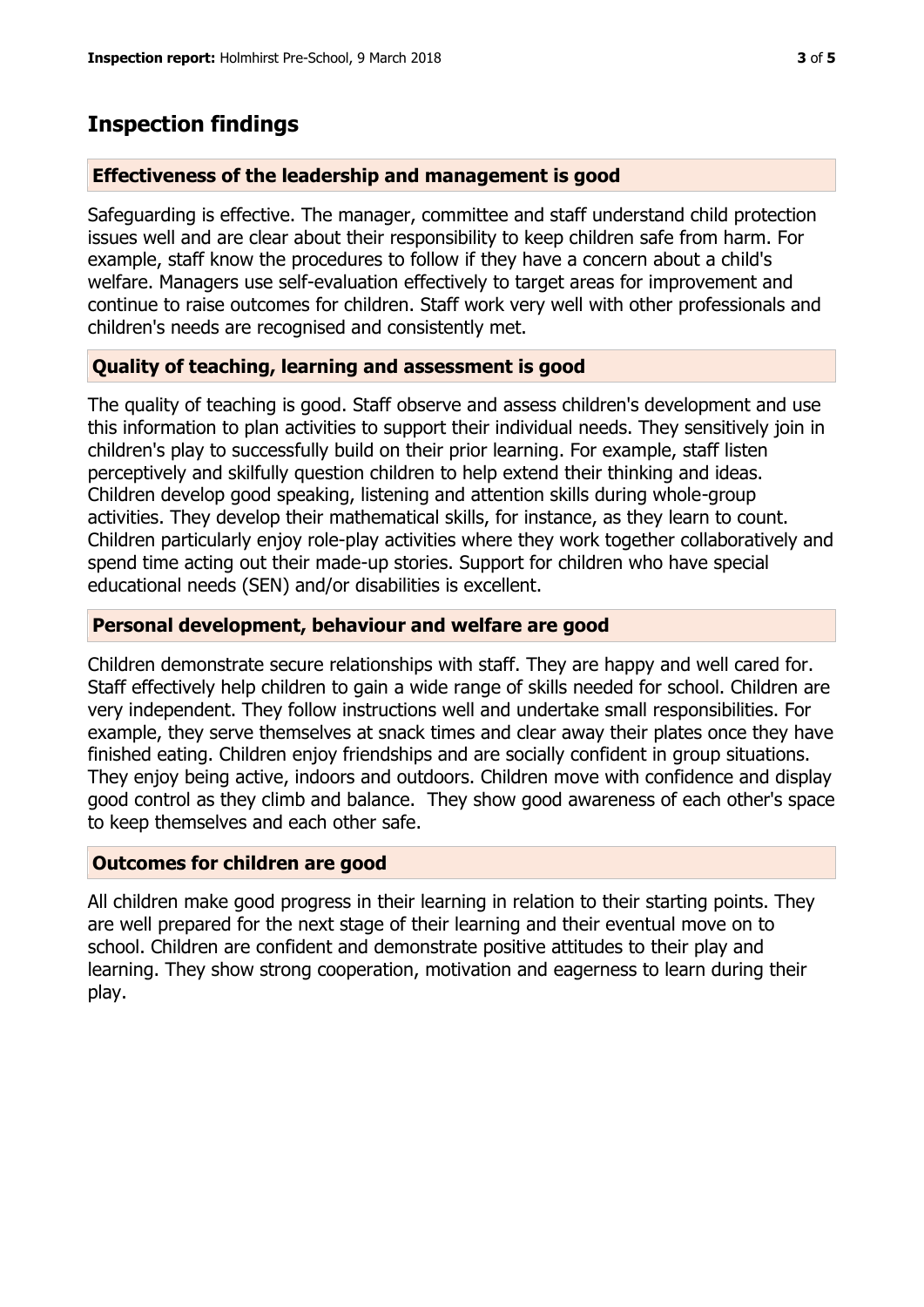## Inspection findings

### Effectiveness of the leadership and management is good

Safeguarding is effective. The manager, committee and staff understand child protection issues well and are clear about their responsibility to keep children safe from harm. For example, staff know the procedures to follow if they have a concern about a child's welfare. Managers use self-evaluation effectively to target areas for improvement and continue to raise outcomes for children. Staff work very well with other professionals and children's needs are recognised and consistently met.

### Quality of teaching, learning and assessment is good

The quality of teaching is good. Staff observe and assess children's development and use this information to plan activities to support their individual needs. They sensitively join in children's play to successfully build on their prior learning. For example, staff listen perceptively and skilfully question children to help extend their thinking and ideas. Children develop good speaking, listening and attention skills during whole-group activities. They develop their mathematical skills, for instance, as they learn to count. Children particularly enjoy role-play activities where they work together collaboratively and spend time acting out their made-up stories. Support for children who have special educational needs (SEN) and/or disabilities is excellent.

### Personal development, behaviour and welfare are good

Children demonstrate secure relationships with staff. They are happy and well cared for. Staff effectively help children to gain a wide range of skills needed for school. Children are very independent. They follow instructions well and undertake small responsibilities. For example, they serve themselves at snack times and clear away their plates once they have finished eating. Children enjoy friendships and are socially confident in group situations. They enjoy being active, indoors and outdoors. Children move with confidence and display good control as they climb and balance. They show good awareness of each other's space to keep themselves and each other safe.

### Outcomes for children are good

All children make good progress in their learning in relation to their starting points. They are well prepared for the next stage of their learning and their eventual move on to school. Children are confident and demonstrate positive attitudes to their play and learning. They show strong cooperation, motivation and eagerness to learn during their play.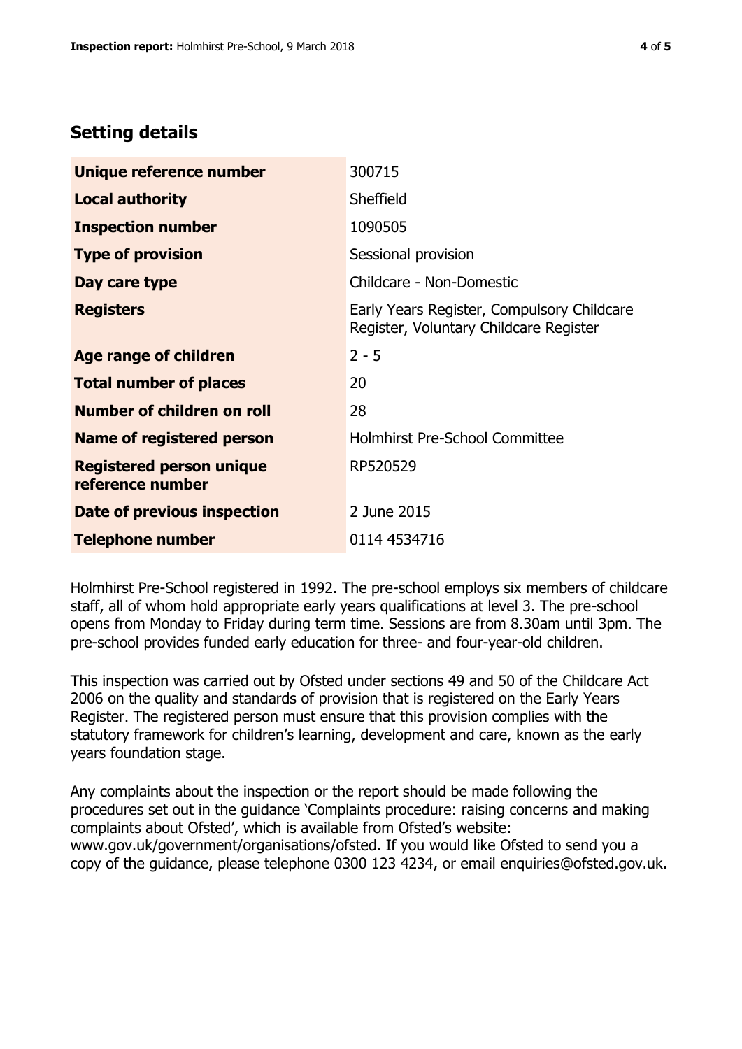## Setting details

| | |
|---|---|
| **Unique reference number** | 300715 |
| **Local authority** | Sheffield |
| **Inspection number** | 1090505 |
| **Type of provision** | Sessional provision |
| **Day care type** | Childcare - Non-Domestic |
| **Registers** | Early Years Register, Compulsory Childcare Register, Voluntary Childcare Register |
| **Age range of children** | 2 - 5 |
| **Total number of places** | 20 |
| **Number of children on roll** | 28 |
| **Name of registered person** | Holmhirst Pre-School Committee |
| **Registered person unique reference number** | RP520529 |
| **Date of previous inspection** | 2 June 2015 |
| **Telephone number** | 0114 4534716 |

Holmhirst Pre-School registered in 1992. The pre-school employs six members of childcare staff, all of whom hold appropriate early years qualifications at level 3. The pre-school opens from Monday to Friday during term time. Sessions are from 8.30am until 3pm. The pre-school provides funded early education for three- and four-year-old children.

This inspection was carried out by Ofsted under sections 49 and 50 of the Childcare Act 2006 on the quality and standards of provision that is registered on the Early Years Register. The registered person must ensure that this provision complies with the statutory framework for children's learning, development and care, known as the early years foundation stage.

Any complaints about the inspection or the report should be made following the procedures set out in the guidance 'Complaints procedure: raising concerns and making complaints about Ofsted', which is available from Ofsted's website: www.gov.uk/government/organisations/ofsted. If you would like Ofsted to send you a copy of the guidance, please telephone 0300 123 4234, or email enquiries@ofsted.gov.uk.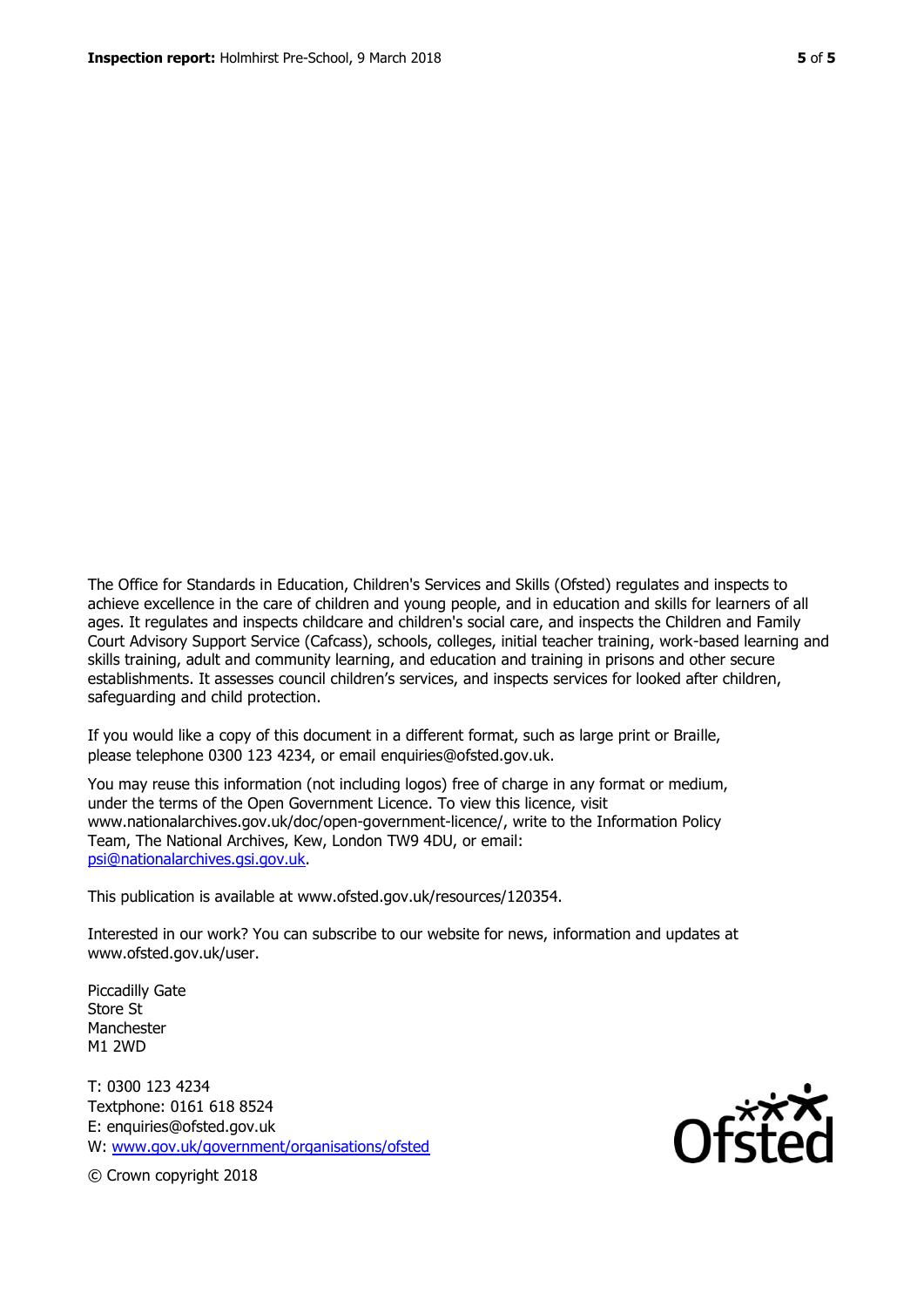The Office for Standards in Education, Children's Services and Skills (Ofsted) regulates and inspects to achieve excellence in the care of children and young people, and in education and skills for learners of all ages. It regulates and inspects childcare and children's social care, and inspects the Children and Family Court Advisory Support Service (Cafcass), schools, colleges, initial teacher training, work-based learning and skills training, adult and community learning, and education and training in prisons and other secure establishments. It assesses council children's services, and inspects services for looked after children, safeguarding and child protection.

If you would like a copy of this document in a different format, such as large print or Braille, please telephone 0300 123 4234, or email enquiries@ofsted.gov.uk.

You may reuse this information (not including logos) free of charge in any format or medium, under the terms of the Open Government Licence. To view this licence, visit www.nationalarchives.gov.uk/doc/open-government-licence/, write to the Information Policy Team, The National Archives, Kew, London TW9 4DU, or email: psi@nationalarchives.gsi.gov.uk.

This publication is available at www.ofsted.gov.uk/resources/120354.

Interested in our work? You can subscribe to our website for news, information and updates at www.ofsted.gov.uk/user.

Piccadilly Gate
Store St
Manchester
M1 2WD

T: 0300 123 4234
Textphone: 0161 618 8524
E: enquiries@ofsted.gov.uk
W: www.gov.uk/government/organisations/ofsted

© Crown copyright 2018